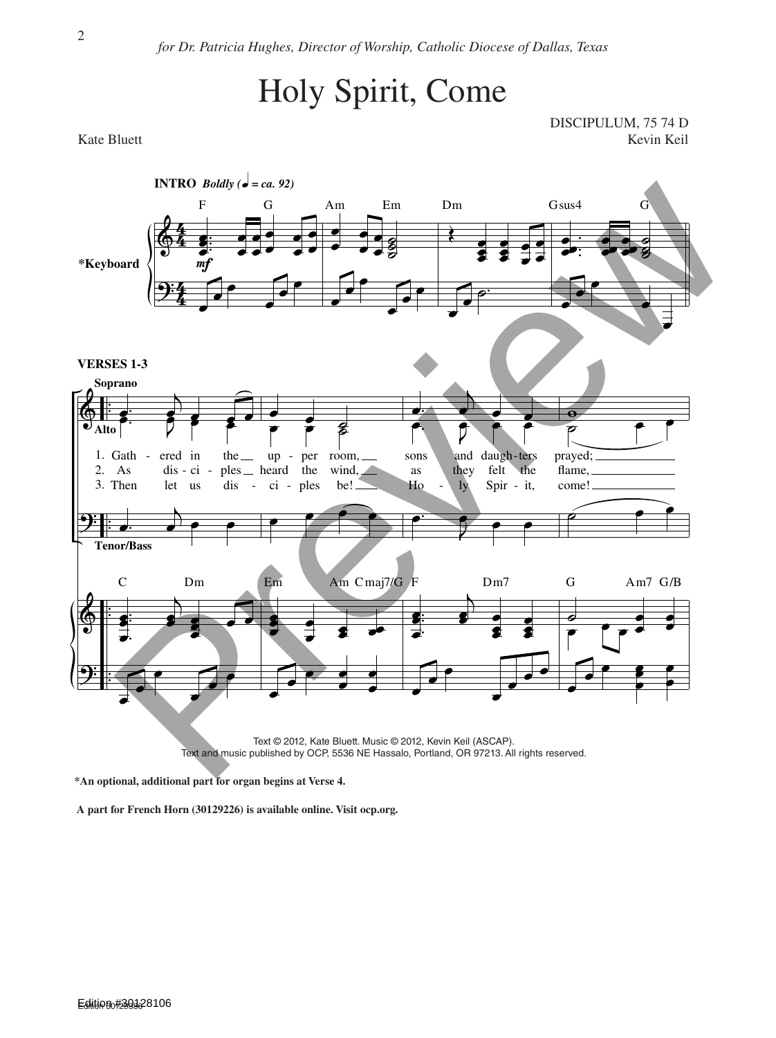*for Dr. Patricia Hughes, Director of Worship, Catholic Diocese of Dallas, Texas*

# Holy Spirit, Come

Kate Bluett

DISCIPULUM, 75 74 D
Kevin Keil

**INTRO** *Boldly (♩ = ca. 92)*

F G Am Em Dm Gsus4 G

*Keyboard

**VERSES 1-3**

Soprano
Alto

1. Gath - ered in the up - per room, sons and daugh - ters prayed;
2. As dis - ci - ples heard the wind, as they felt the flame,
3. Then let us dis - ci - ples be! Ho - ly Spir - it, come!

Tenor/Bass

C Dm Em Am Cmaj7/G F Dm7 G Am7 G/B

Text © 2012, Kate Bluett. Music © 2012, Kevin Keil (ASCAP).
Text and music published by OCP, 5536 NE Hassalo, Portland, OR 97213. All rights reserved.

**\*An optional, additional part for organ begins at Verse 4.**

**A part for French Horn (30129226) is available online. Visit ocp.org.**

Edition #30128106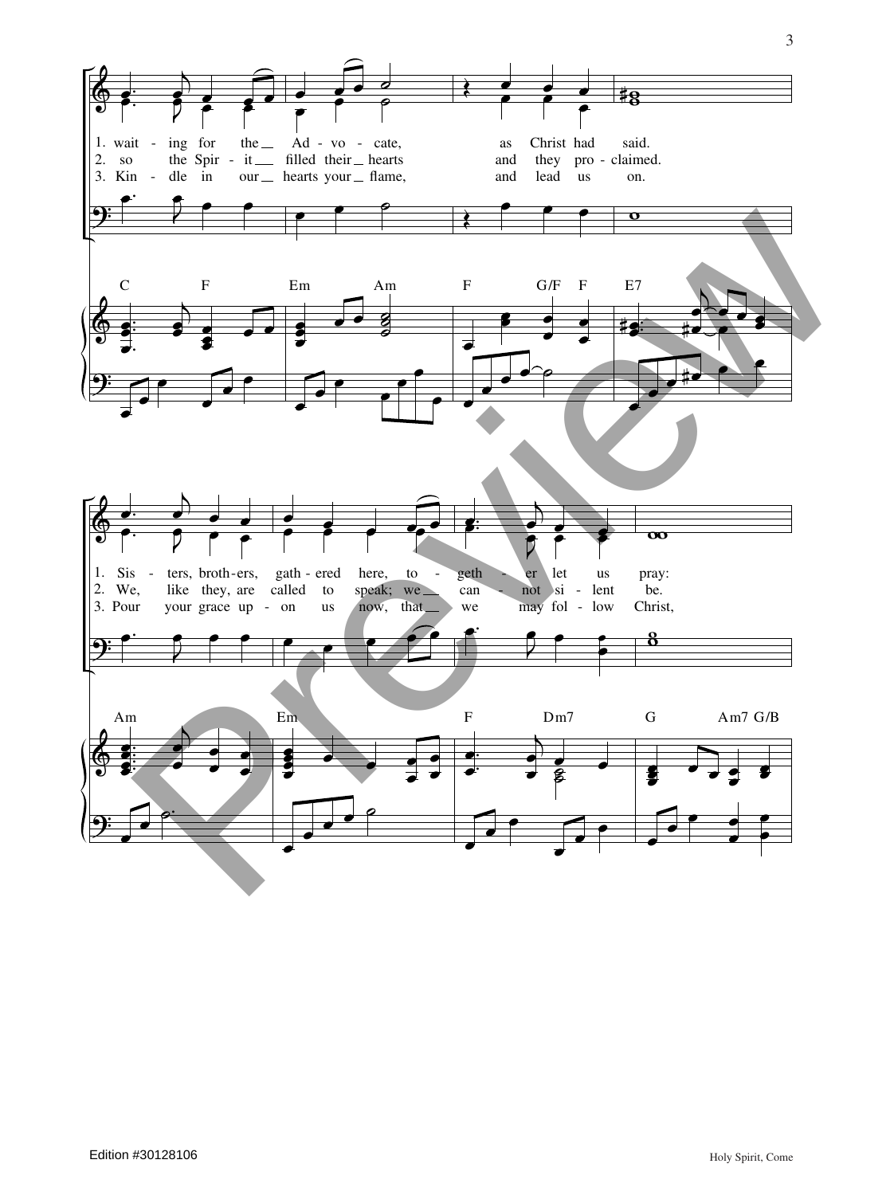1. wait - ing for the __ Ad - vo - cate, as Christ had said.
2. so the Spir - it __ filled their __ hearts and they pro - claimed.
3. Kin - dle in our __ hearts your __ flame, and lead us on.

C F Em Am F G/F F E7

1. Sis - ters, broth - ers, gath - ered here, to - geth - er let us pray:
2. We, like they, are called to speak; we __ can - not si - lent be.
3. Pour your grace up - on us now, that __ we may fol - low Christ,

Am Em F Dm7 G Am7 G/B

Edition #30128106

Holy Spirit, Come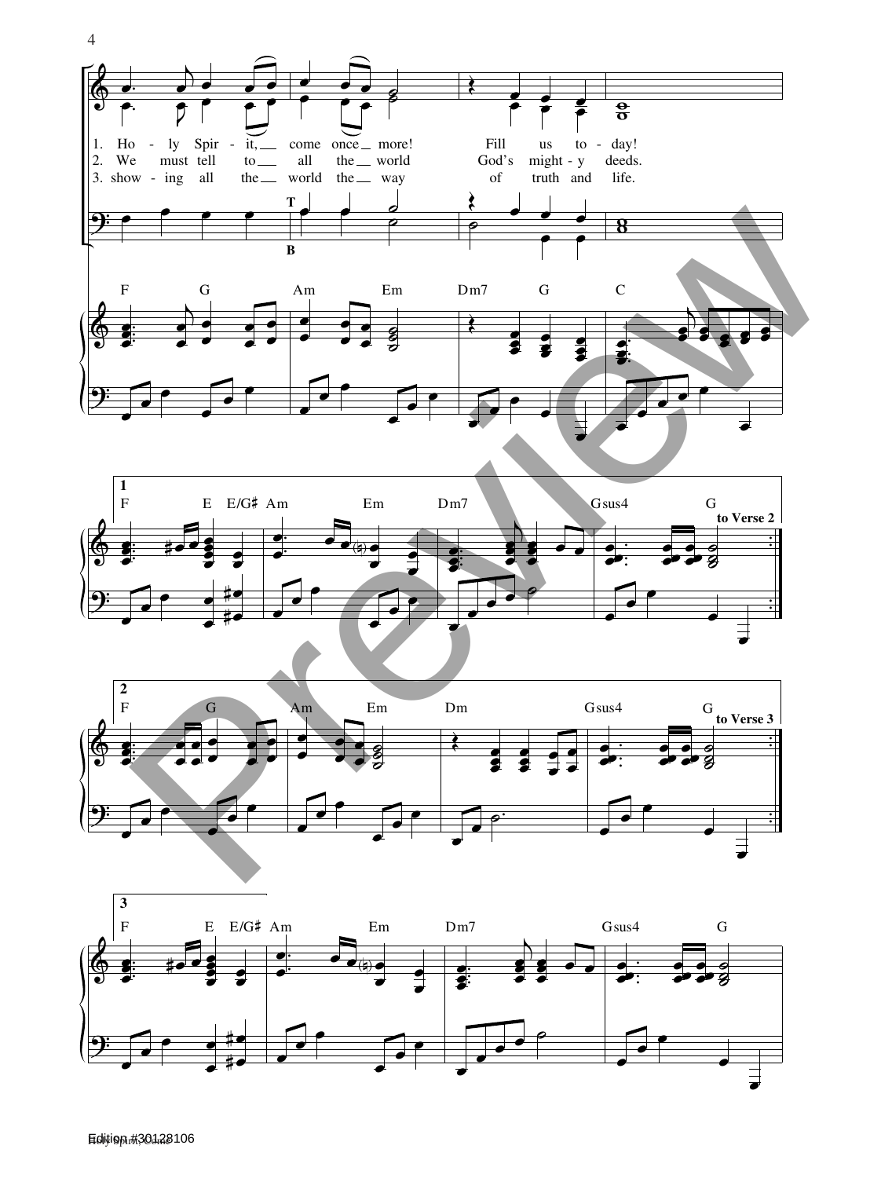1. Ho - ly Spir - it, come once more! Fill us to - day!
2. We must tell to all the world God's might - y deeds.
3. show - ing all the world the way of truth and life.

T

B

F G Am Em Dm7 G C

1

F E E/G♯ Am Em Dm7 Gsus4 G

to Verse 2

2

F G Am Em Dm Gsus4 G

to Verse 3

3

F E E/G♯ Am Em Dm7 Gsus4 G

Edition #30128106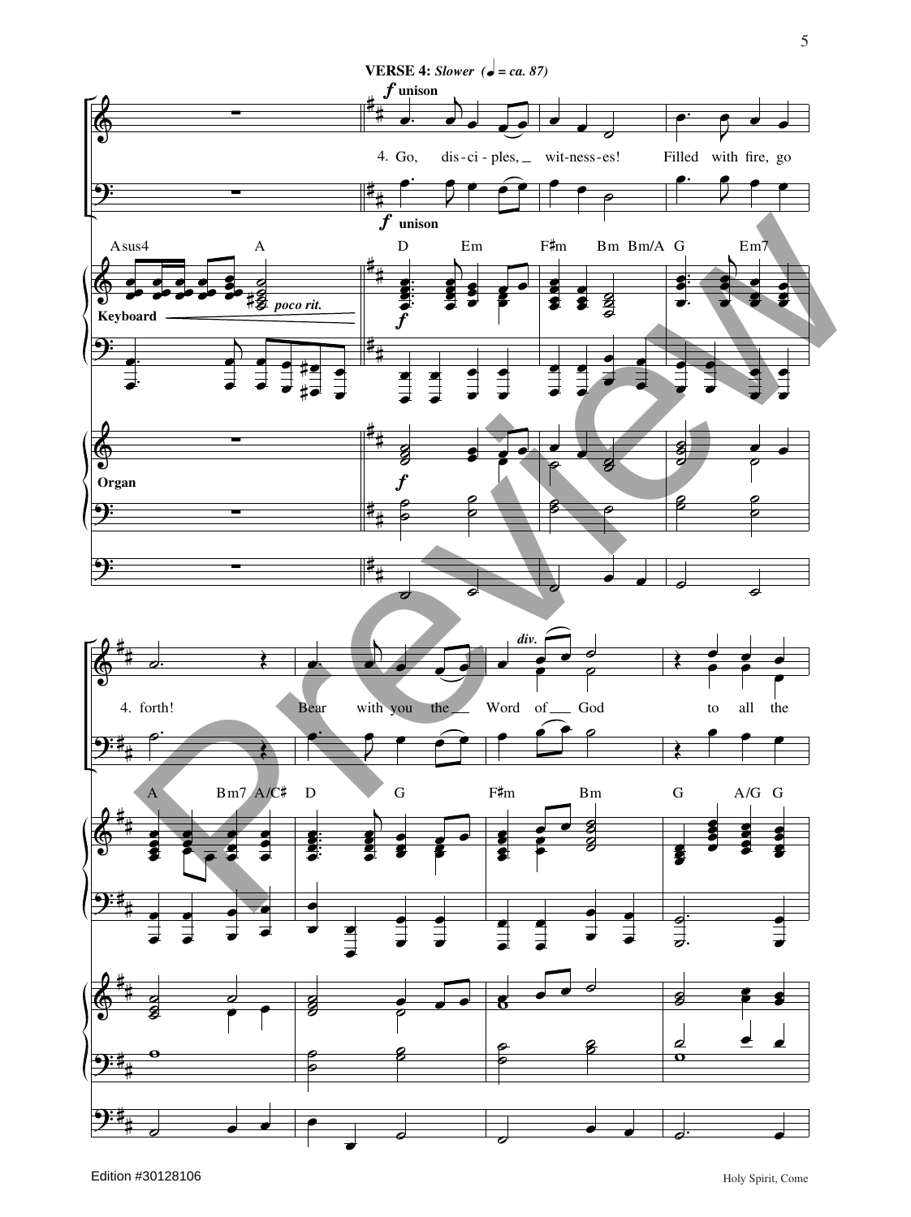**VERSE 4:** *Slower* (♩ = ca. 87)

*f* unison

4. Go, dis-ci-ples, wit-ness-es! Filled with fire, go

Asus4 A D Em F♯m Bm Bm/A G Em7

Keyboard *poco rit.*

Organ

4. forth! Bear with you the Word of God to all the

*div.*

A Bm7 A/C♯ D G F♯m Bm G A/G G

Edition #30128106

Holy Spirit, Come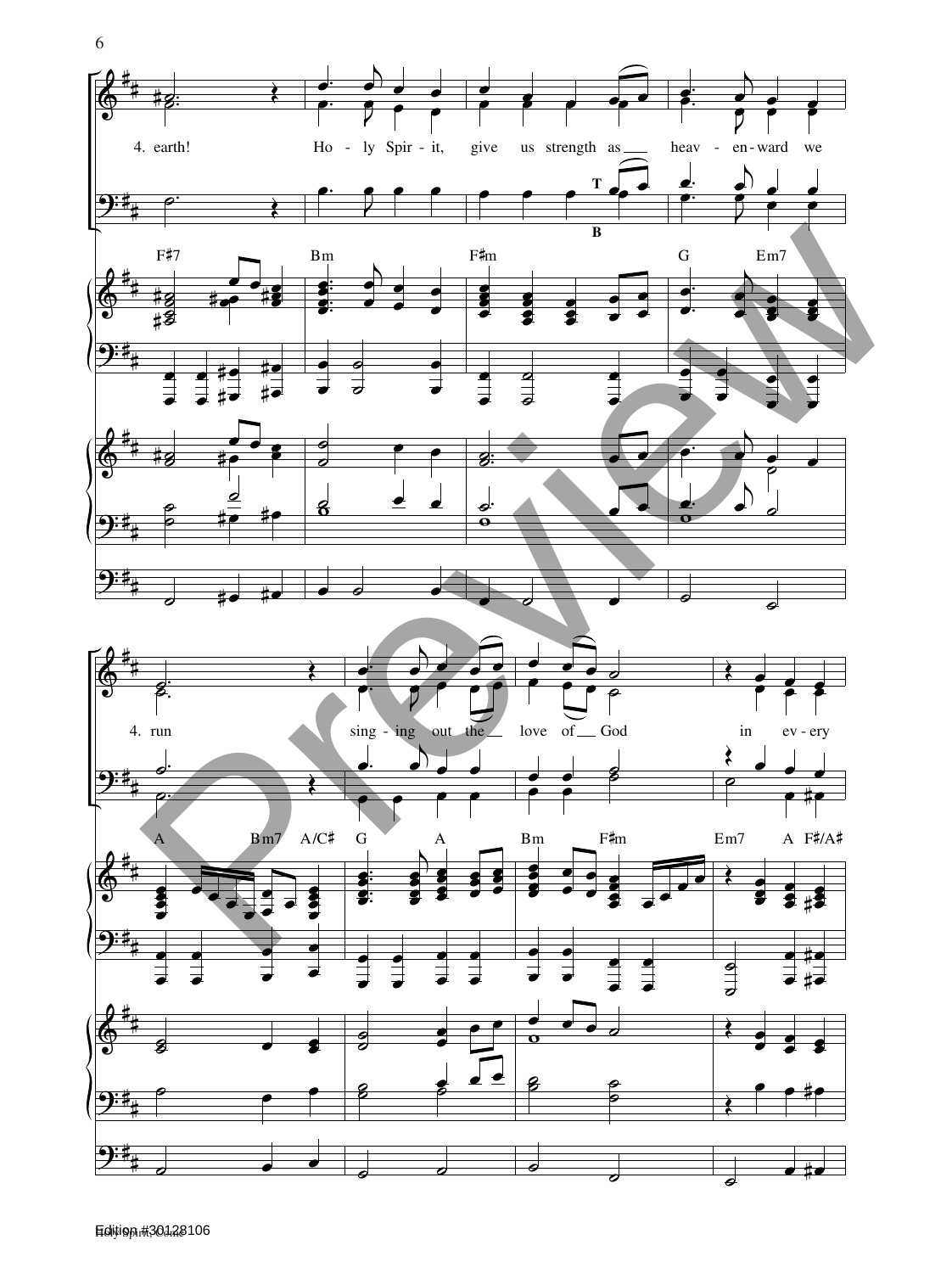4. earth! Ho - ly Spir - it, give us strength as ___ heav - en - ward we

F♯7 Bm F♯m G Em7

4. run sing - ing out the ___ love of ___ God in ev - ery

A Bm7 A/C♯ G A Bm F♯m Em7 A F♯/A♯

Edition #30128106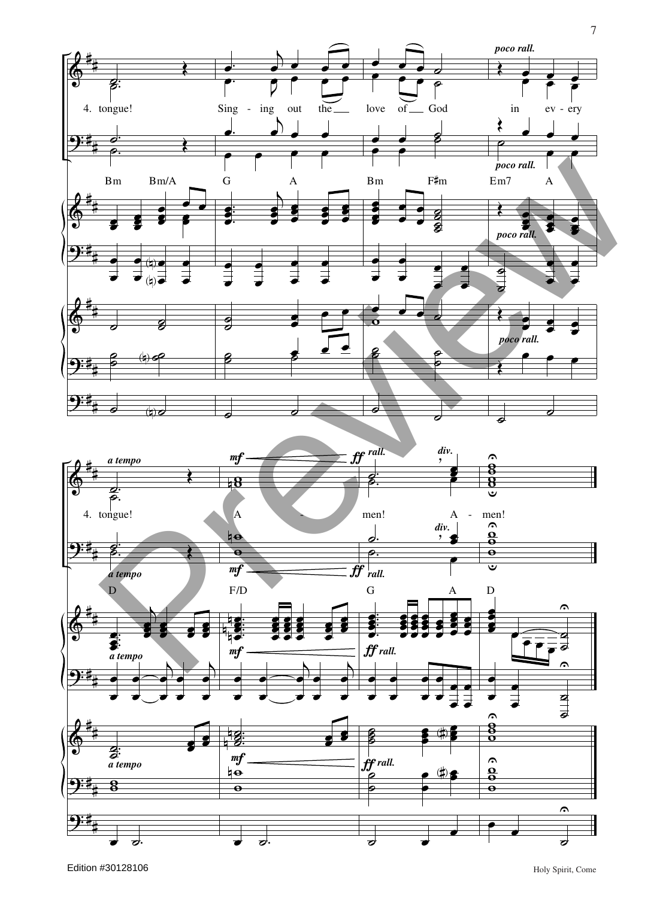*poco rall.*

4. tongue! Sing - ing out the love of God in ev - ery

*poco rall.*

Bm Bm/A G A Bm F♯m Em7 A

*poco rall.*

*poco rall.*

*a tempo* *mf* *ff* *rall.* *div.*

4. tongue! A - men! A - men!

*div.*

*a tempo* *mf* *ff* *rall.*

D F/D G A D

*a tempo* *mf* *ff* *rall.*

*a tempo* *mf* *ff* *rall.*

Edition #30128106

Holy Spirit, Come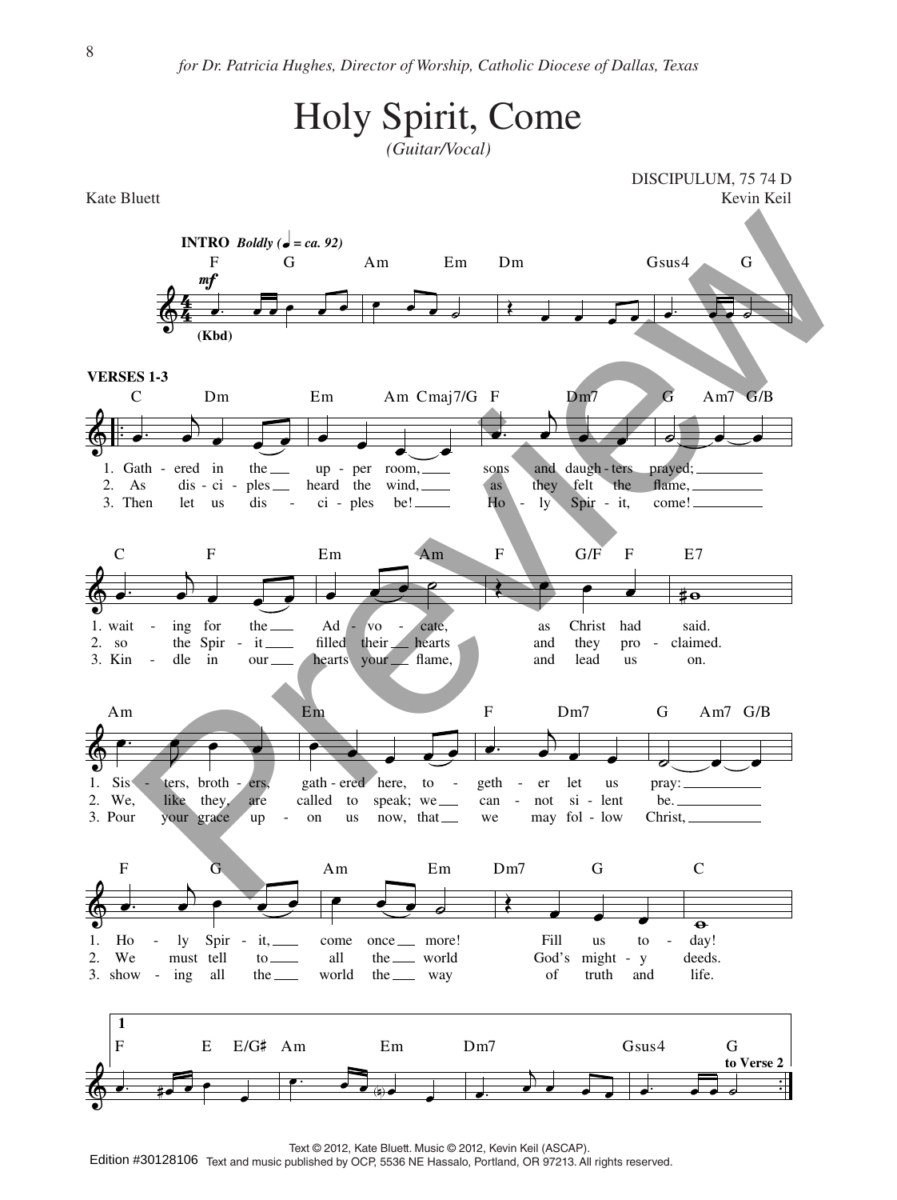*for Dr. Patricia Hughes, Director of Worship, Catholic Diocese of Dallas, Texas*

# Holy Spirit, Come

*(Guitar/Vocal)*

DISCIPULUM, 75 74 D

Kate Bluett — Kevin Keil

**INTRO** *Boldly (♩ = ca. 92)*

F G Am Em Dm Gsus4 G

*mf* (Kbd)

**VERSES 1-3**

C Dm Em Am Cmaj7/G F Dm7 G Am7 G/B

1. Gath - ered in the up - per room, sons and daugh - ters prayed;
2. As dis - ci - ples heard the wind, as they felt the flame,
3. Then let us dis - ci - ples be! Ho - ly Spir - it, come!

C F Em Am F G/F F E7

1. wait - ing for the Ad - vo - cate, as Christ had said.
2. so the Spir - it filled their hearts and they pro - claimed.
3. Kin - dle in our hearts your flame, and lead us on.

Am Em F Dm7 G Am7 G/B

1. Sis - ters, broth - ers, gath - ered here, to - geth - er let us pray:
2. We, like they, are called to speak; we can - not si - lent be.
3. Pour your grace up - on us now, that we may fol - low Christ,

F G Am Em Dm7 G C

1. Ho - ly Spir - it, come once more! Fill us to - day!
2. We must tell to all the world God's might - y deeds.
3. show - ing all the world the way of truth and life.

1

F E E/G♯ Am Em Dm7 Gsus4 G

**to Verse 2**

Text © 2012, Kate Bluett. Music © 2012, Kevin Keil (ASCAP).
Text and music published by OCP, 5536 NE Hassalo, Portland, OR 97213. All rights reserved.

Edition #30128106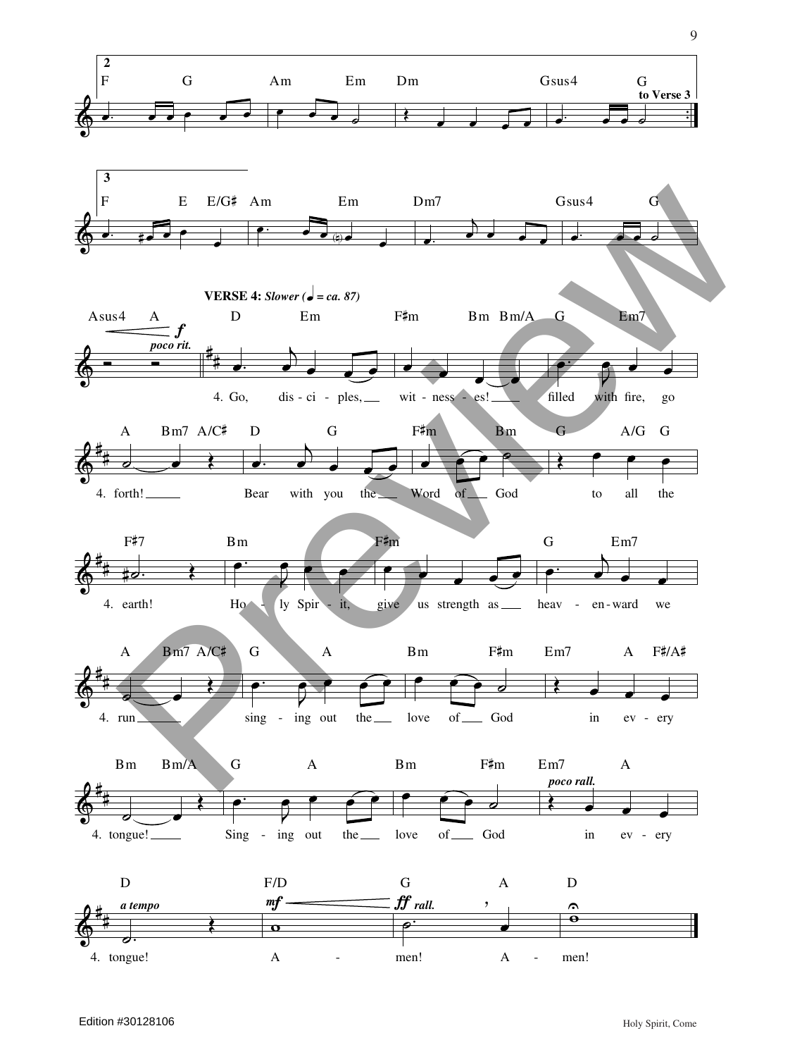**VERSE 4:** *Slower* (♩ = ca. 87)

4. Go, disciples, witnesses! filled with fire, go forth! Bear with you the Word of God to all the earth! Holy Spirit, give us strength as heavenward we run singing out the love of God in every tongue! Singing out the love of God in every tongue! Amen! Amen!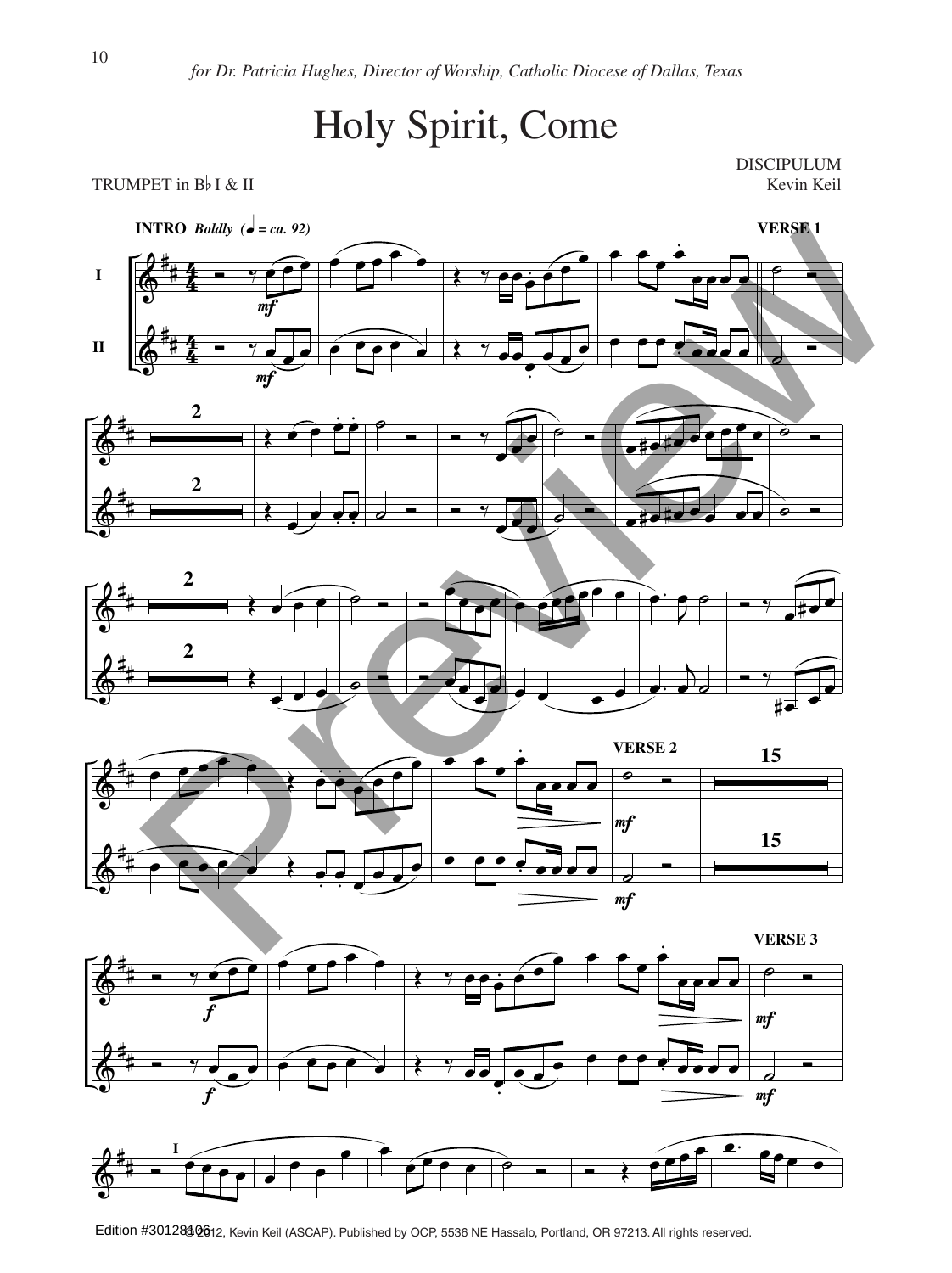*for Dr. Patricia Hughes, Director of Worship, Catholic Diocese of Dallas, Texas*

# Holy Spirit, Come

DISCIPULUM

TRUMPET in B♭ I & II

Kevin Keil

**INTRO** *Boldly* (♩ = ca. 92)

**VERSE 1**

**VERSE 2**

**VERSE 3**

Edition #30128106

© 2012, Kevin Keil (ASCAP). Published by OCP, 5536 NE Hassalo, Portland, OR 97213. All rights reserved.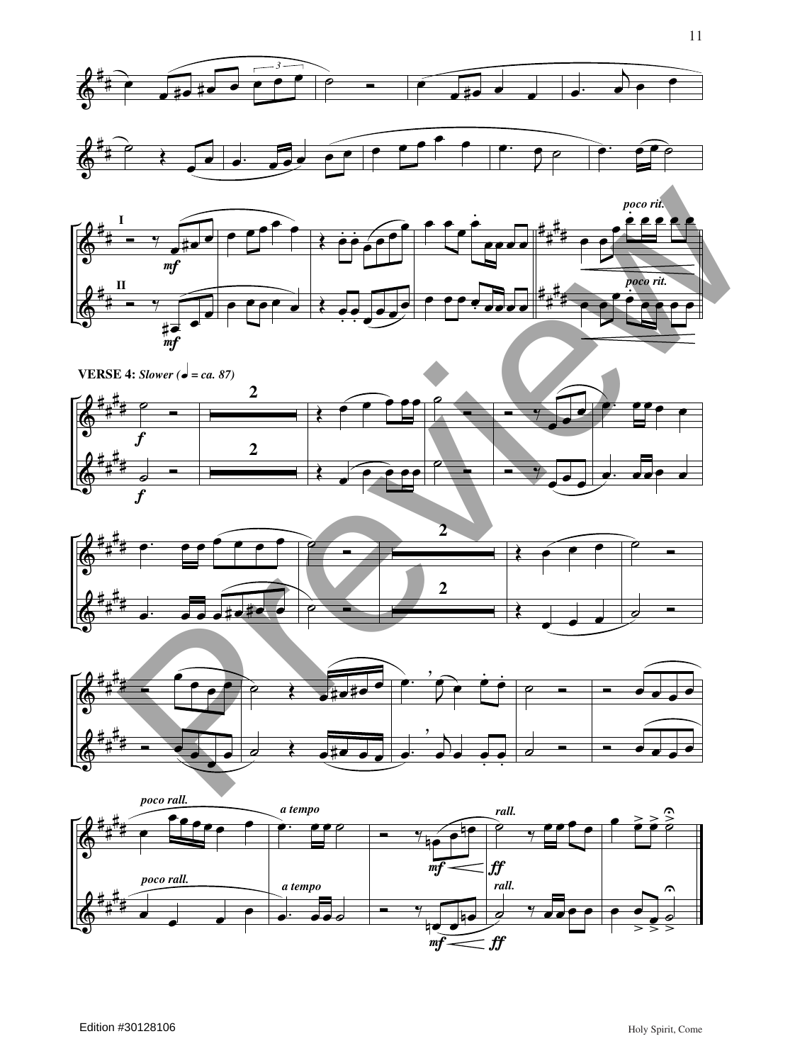**VERSE 4:** *Slower (♩ = ca. 87)*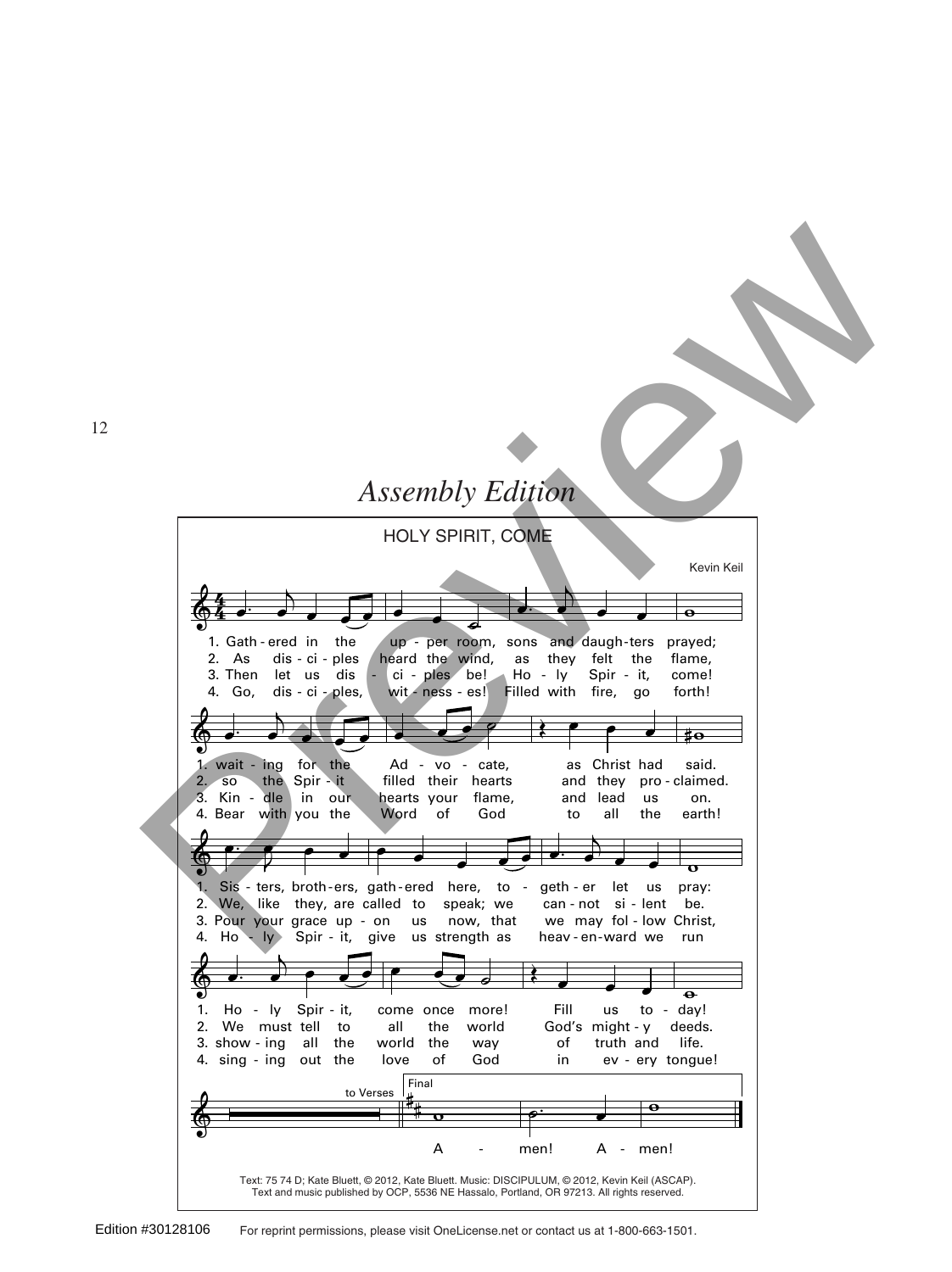## *Assembly Edition*

### HOLY SPIRIT, COME

Kevin Keil

1. Gath - ered in the up - per room, sons and daugh - ters prayed;
2. As dis - ci - ples heard the wind, as they felt the flame,
3. Then let us dis - ci - ples be! Ho - ly Spir - it, come!
4. Go, dis - ci - ples, wit - ness - es! Filled with fire, go forth!

1. wait - ing for the Ad - vo - cate, as Christ had said.
2. so the Spir - it filled their hearts and they pro - claimed.
3. Kin - dle in our hearts your flame, and lead us on.
4. Bear with you the Word of God to all the earth!

1. Sis - ters, broth - ers, gath - ered here, to - geth - er let us pray:
2. We, like they, are called to speak; we can - not si - lent be.
3. Pour your grace up - on us now, that we may fol - low Christ,
4. Ho - ly Spir - it, give us strength as heav - en - ward we run

1. Ho - ly Spir - it, come once more! Fill us to - day!
2. We must tell to all the world God's might - y deeds.
3. show - ing all the world the way of truth and life.
4. sing - ing out the love of God in ev - ery tongue!

to Verses

Final

A - men! A - men!

Text: 75 74 D; Kate Bluett, © 2012, Kate Bluett. Music: DISCIPULUM, © 2012, Kevin Keil (ASCAP). Text and music published by OCP, 5536 NE Hassalo, Portland, OR 97213. All rights reserved.

Edition #30128106 For reprint permissions, please visit OneLicense.net or contact us at 1-800-663-1501.